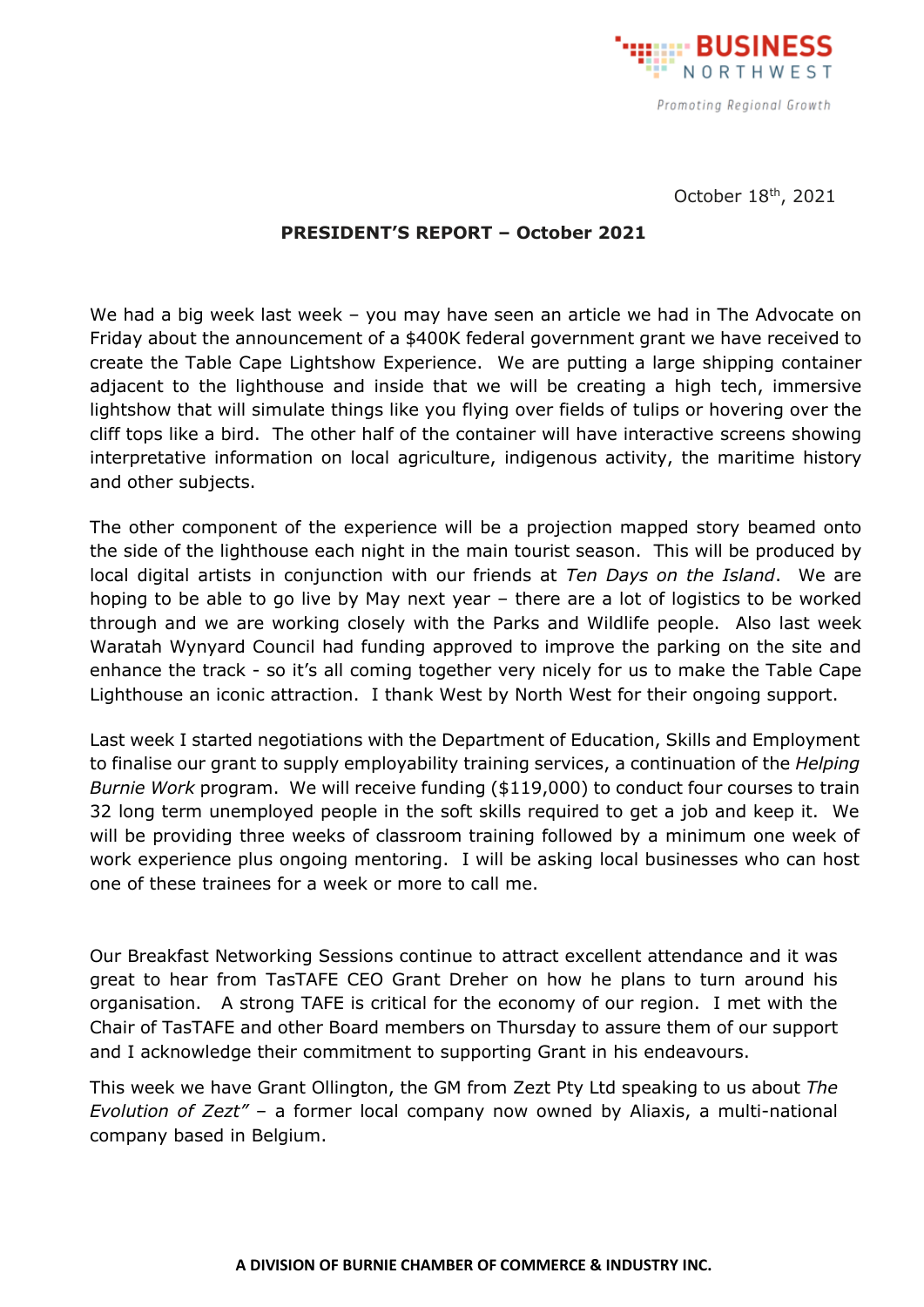BUSINESS NORTHWEST

*Promoting Regional Growth*

October 18th, 2021

**PRESIDENT'S REPORT – October 2021**

We had a big week last week – you may have seen an article we had in The Advocate on Friday about the announcement of a $400K federal government grant we have received to create the Table Cape Lightshow Experience. We are putting a large shipping container adjacent to the lighthouse and inside that we will be creating a high tech, immersive lightshow that will simulate things like you flying over fields of tulips or hovering over the cliff tops like a bird. The other half of the container will have interactive screens showing interpretative information on local agriculture, indigenous activity, the maritime history and other subjects.

The other component of the experience will be a projection mapped story beamed onto the side of the lighthouse each night in the main tourist season. This will be produced by local digital artists in conjunction with our friends at *Ten Days on the Island*. We are hoping to be able to go live by May next year – there are a lot of logistics to be worked through and we are working closely with the Parks and Wildlife people. Also last week Waratah Wynyard Council had funding approved to improve the parking on the site and enhance the track - so it's all coming together very nicely for us to make the Table Cape Lighthouse an iconic attraction. I thank West by North West for their ongoing support.

Last week I started negotiations with the Department of Education, Skills and Employment to finalise our grant to supply employability training services, a continuation of the *Helping Burnie Work* program. We will receive funding ($119,000) to conduct four courses to train 32 long term unemployed people in the soft skills required to get a job and keep it. We will be providing three weeks of classroom training followed by a minimum one week of work experience plus ongoing mentoring. I will be asking local businesses who can host one of these trainees for a week or more to call me.

Our Breakfast Networking Sessions continue to attract excellent attendance and it was great to hear from TasTAFE CEO Grant Dreher on how he plans to turn around his organisation. A strong TAFE is critical for the economy of our region. I met with the Chair of TasTAFE and other Board members on Thursday to assure them of our support and I acknowledge their commitment to supporting Grant in his endeavours.

This week we have Grant Ollington, the GM from Zezt Pty Ltd speaking to us about *The Evolution of Zezt"* – a former local company now owned by Aliaxis, a multi-national company based in Belgium.

**A DIVISION OF BURNIE CHAMBER OF COMMERCE & INDUSTRY INC.**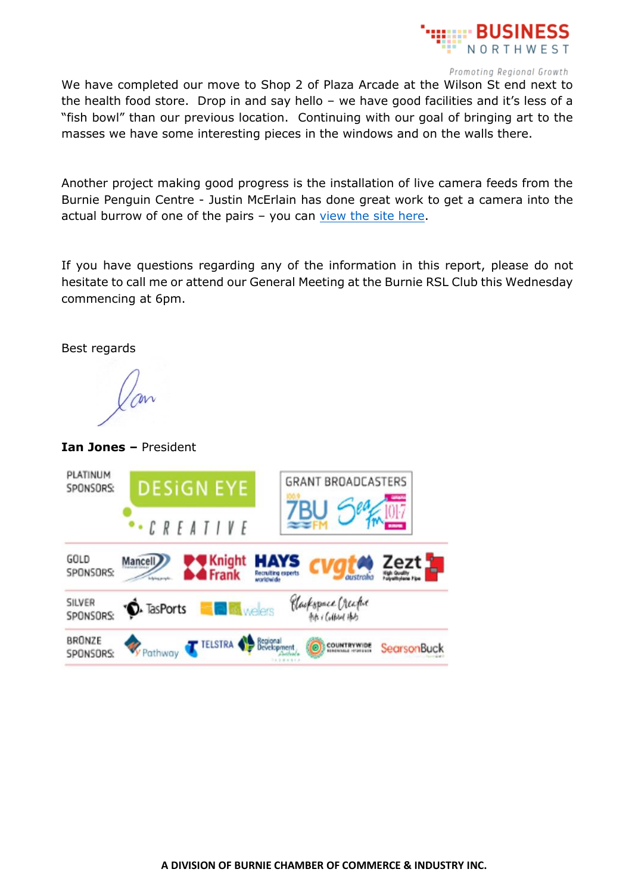We have completed our move to Shop 2 of Plaza Arcade at the Wilson St end next to the health food store. Drop in and say hello – we have good facilities and it's less of a "fish bowl" than our previous location. Continuing with our goal of bringing art to the masses we have some interesting pieces in the windows and on the walls there.

Another project making good progress is the installation of live camera feeds from the Burnie Penguin Centre - Justin McErlain has done great work to get a camera into the actual burrow of one of the pairs – you can view the site here.

If you have questions regarding any of the information in this report, please do not hesitate to call me or attend our General Meeting at the Burnie RSL Club this Wednesday commencing at 6pm.

Best regards

**Ian Jones –** President

PLATINUM SPONSORS: DESiGN EYE CREATIVE, GRANT BROADCASTERS 7BU Sea FM 101.7

GOLD SPONSORS: Mancell, Knight Frank, HAYS, cvgt australia, Zezt

SILVER SPONSORS: TasPorts, wellers, Blackspace Creative

BRONZE SPONSORS: Pathway, TELSTRA, Regional Development Australia, COUNTRYWIDE, SearsonBuck

A DIVISION OF BURNIE CHAMBER OF COMMERCE & INDUSTRY INC.